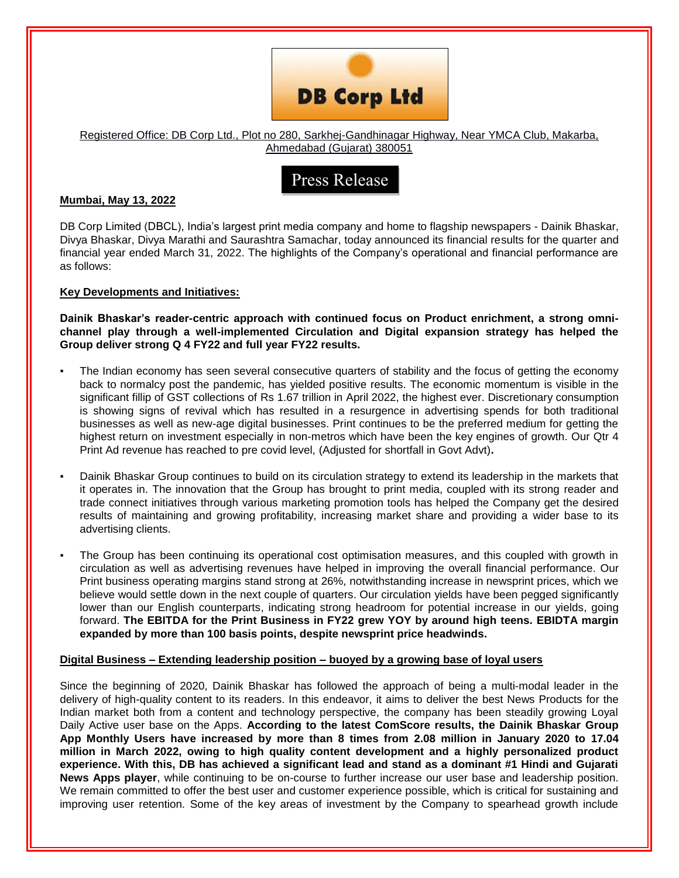DB Corp Ltd

Registered Office: DB Corp Ltd., Plot no 280, Sarkhej-Gandhinagar Highway, Near YMCA Club, Makarba, Ahmedabad (Gujarat) 380051

# Press Release

**Mumbai, May 13, 2022**

DB Corp Limited (DBCL), India's largest print media company and home to flagship newspapers - Dainik Bhaskar, Divya Bhaskar, Divya Marathi and Saurashtra Samachar, today announced its financial results for the quarter and financial year ended March 31, 2022. The highlights of the Company's operational and financial performance are as follows:

## Key Developments and Initiatives:

**Dainik Bhaskar's reader-centric approach with continued focus on Product enrichment, a strong omni-channel play through a well-implemented Circulation and Digital expansion strategy has helped the Group deliver strong Q 4 FY22 and full year FY22 results.**

- The Indian economy has seen several consecutive quarters of stability and the focus of getting the economy back to normalcy post the pandemic, has yielded positive results. The economic momentum is visible in the significant fillip of GST collections of Rs 1.67 trillion in April 2022, the highest ever. Discretionary consumption is showing signs of revival which has resulted in a resurgence in advertising spends for both traditional businesses as well as new-age digital businesses. Print continues to be the preferred medium for getting the highest return on investment especially in non-metros which have been the key engines of growth. Our Qtr 4 Print Ad revenue has reached to pre covid level, (Adjusted for shortfall in Govt Advt)**.**

- Dainik Bhaskar Group continues to build on its circulation strategy to extend its leadership in the markets that it operates in. The innovation that the Group has brought to print media, coupled with its strong reader and trade connect initiatives through various marketing promotion tools has helped the Company get the desired results of maintaining and growing profitability, increasing market share and providing a wider base to its advertising clients.

- The Group has been continuing its operational cost optimisation measures, and this coupled with growth in circulation as well as advertising revenues have helped in improving the overall financial performance. Our Print business operating margins stand strong at 26%, notwithstanding increase in newsprint prices, which we believe would settle down in the next couple of quarters. Our circulation yields have been pegged significantly lower than our English counterparts, indicating strong headroom for potential increase in our yields, going forward. **The EBITDA for the Print Business in FY22 grew YOY by around high teens. EBIDTA margin expanded by more than 100 basis points, despite newsprint price headwinds.**

## Digital Business – Extending leadership position – buoyed by a growing base of loyal users

Since the beginning of 2020, Dainik Bhaskar has followed the approach of being a multi-modal leader in the delivery of high-quality content to its readers. In this endeavor, it aims to deliver the best News Products for the Indian market both from a content and technology perspective, the company has been steadily growing Loyal Daily Active user base on the Apps. **According to the latest ComScore results, the Dainik Bhaskar Group App Monthly Users have increased by more than 8 times from 2.08 million in January 2020 to 17.04 million in March 2022, owing to high quality content development and a highly personalized product experience. With this, DB has achieved a significant lead and stand as a dominant #1 Hindi and Gujarati News Apps player**, while continuing to be on-course to further increase our user base and leadership position. We remain committed to offer the best user and customer experience possible, which is critical for sustaining and improving user retention. Some of the key areas of investment by the Company to spearhead growth include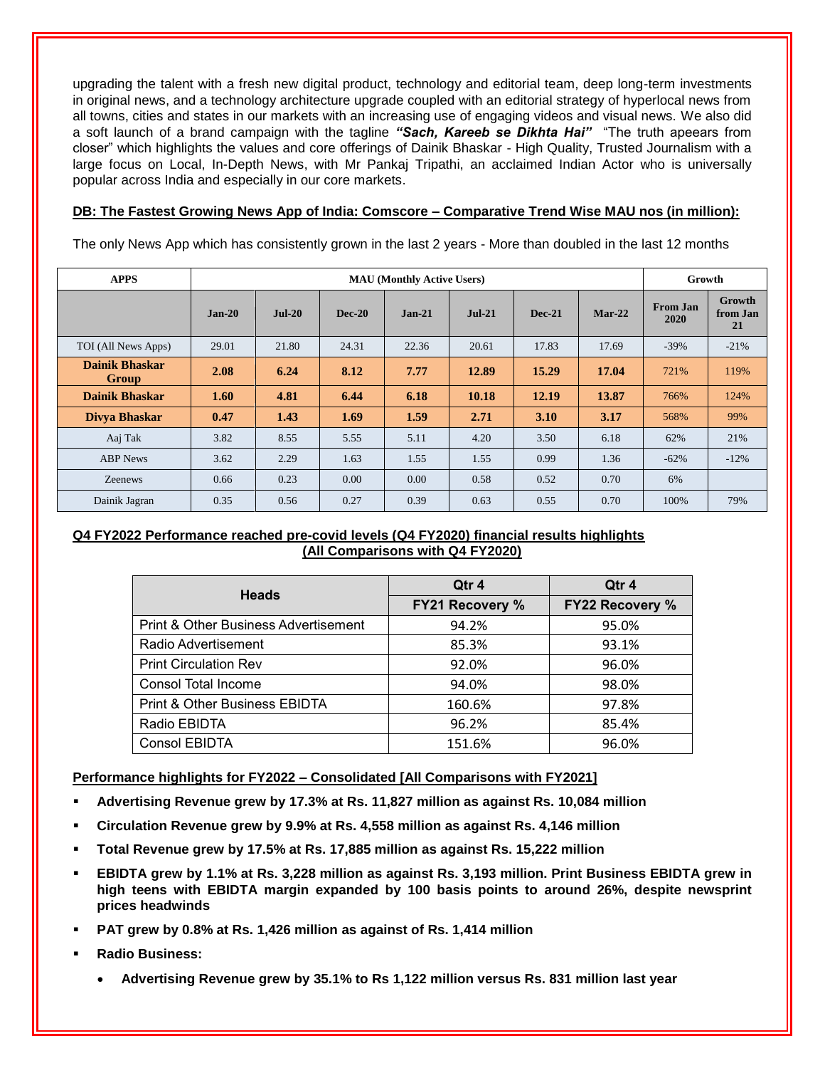upgrading the talent with a fresh new digital product, technology and editorial team, deep long-term investments in original news, and a technology architecture upgrade coupled with an editorial strategy of hyperlocal news from all towns, cities and states in our markets with an increasing use of engaging videos and visual news. We also did a soft launch of a brand campaign with the tagline ***"Sach, Kareeb se Dikhta Hai"*** "The truth apeears from closer" which highlights the values and core offerings of Dainik Bhaskar - High Quality, Trusted Journalism with a large focus on Local, In-Depth News, with Mr Pankaj Tripathi, an acclaimed Indian Actor who is universally popular across India and especially in our core markets.

**DB: The Fastest Growing News App of India: Comscore – Comparative Trend Wise MAU nos (in million):**

The only News App which has consistently grown in the last 2 years - More than doubled in the last 12 months

| APPS | MAU (Monthly Active Users) | | | | | | | Growth | |
|---|---|---|---|---|---|---|---|---|---|
| | Jan-20 | Jul-20 | Dec-20 | Jan-21 | Jul-21 | Dec-21 | Mar-22 | From Jan 2020 | Growth from Jan 21 |
| TOI (All News Apps) | 29.01 | 21.80 | 24.31 | 22.36 | 20.61 | 17.83 | 17.69 | -39% | -21% |
| **Dainik Bhaskar Group** | **2.08** | **6.24** | **8.12** | **7.77** | **12.89** | **15.29** | **17.04** | 721% | 119% |
| **Dainik Bhaskar** | **1.60** | **4.81** | **6.44** | **6.18** | **10.18** | **12.19** | **13.87** | 766% | 124% |
| **Divya Bhaskar** | **0.47** | **1.43** | **1.69** | **1.59** | **2.71** | **3.10** | **3.17** | 568% | 99% |
| Aaj Tak | 3.82 | 8.55 | 5.55 | 5.11 | 4.20 | 3.50 | 6.18 | 62% | 21% |
| ABP News | 3.62 | 2.29 | 1.63 | 1.55 | 1.55 | 0.99 | 1.36 | -62% | -12% |
| Zeenews | 0.66 | 0.23 | 0.00 | 0.00 | 0.58 | 0.52 | 0.70 | 6% | |
| Dainik Jagran | 0.35 | 0.56 | 0.27 | 0.39 | 0.63 | 0.55 | 0.70 | 100% | 79% |

**Q4 FY2022 Performance reached pre-covid levels (Q4 FY2020) financial results highlights (All Comparisons with Q4 FY2020)**

| Heads | Qtr 4 | Qtr 4 |
|---|---|---|
| | FY21 Recovery % | FY22 Recovery % |
| Print & Other Business Advertisement | 94.2% | 95.0% |
| Radio Advertisement | 85.3% | 93.1% |
| Print Circulation Rev | 92.0% | 96.0% |
| Consol Total Income | 94.0% | 98.0% |
| Print & Other Business EBIDTA | 160.6% | 97.8% |
| Radio EBIDTA | 96.2% | 85.4% |
| Consol EBIDTA | 151.6% | 96.0% |

**Performance highlights for FY2022 – Consolidated [All Comparisons with FY2021]**

- **Advertising Revenue grew by 17.3% at Rs. 11,827 million as against Rs. 10,084 million**
- **Circulation Revenue grew by 9.9% at Rs. 4,558 million as against Rs. 4,146 million**
- **Total Revenue grew by 17.5% at Rs. 17,885 million as against Rs. 15,222 million**
- **EBIDTA grew by 1.1% at Rs. 3,228 million as against Rs. 3,193 million. Print Business EBIDTA grew in high teens with EBIDTA margin expanded by 100 basis points to around 26%, despite newsprint prices headwinds**
- **PAT grew by 0.8% at Rs. 1,426 million as against of Rs. 1,414 million**
- **Radio Business:**
  - **Advertising Revenue grew by 35.1% to Rs 1,122 million versus Rs. 831 million last year**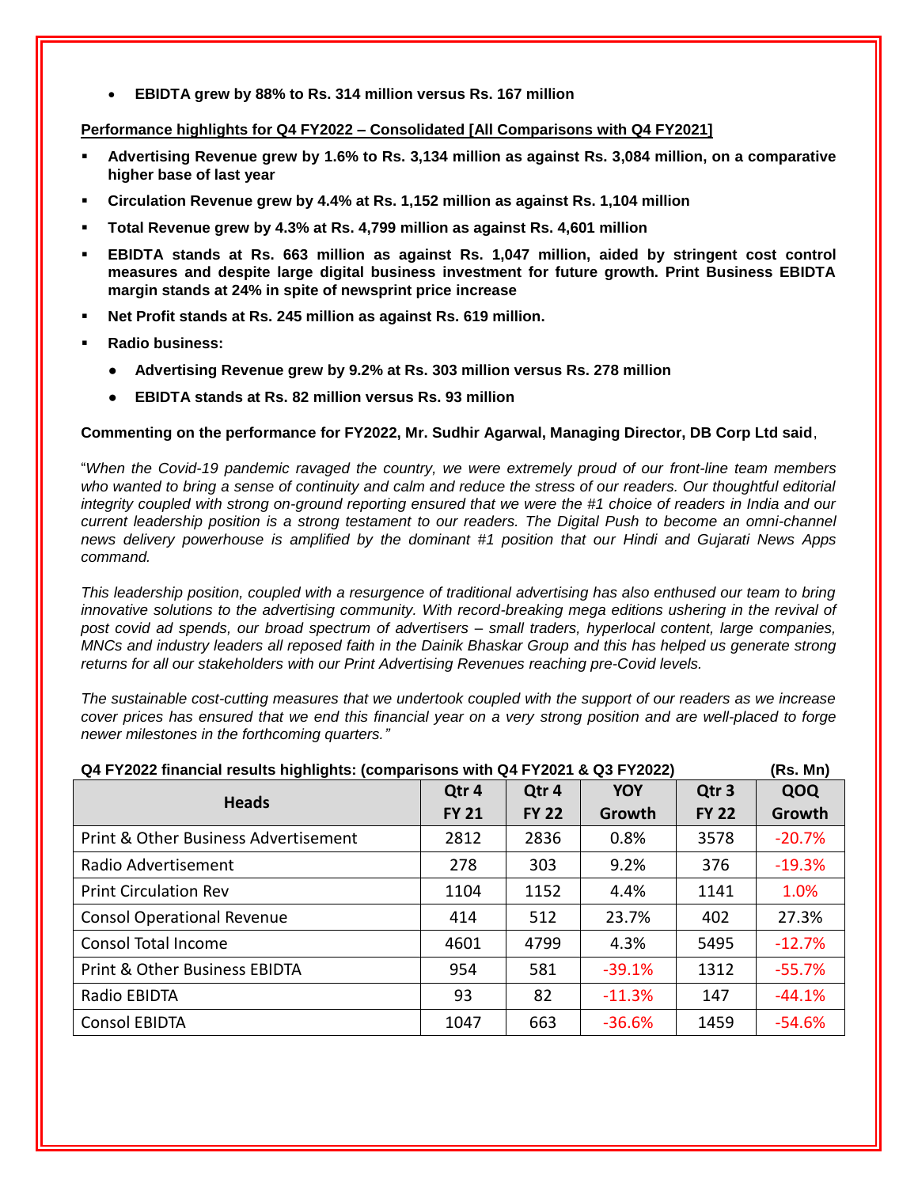- **EBIDTA grew by 88% to Rs. 314 million versus Rs. 167 million**

**Performance highlights for Q4 FY2022 – Consolidated [All Comparisons with Q4 FY2021]**

- **Advertising Revenue grew by 1.6% to Rs. 3,134 million as against Rs. 3,084 million, on a comparative higher base of last year**
- **Circulation Revenue grew by 4.4% at Rs. 1,152 million as against Rs. 1,104 million**
- **Total Revenue grew by 4.3% at Rs. 4,799 million as against Rs. 4,601 million**
- **EBIDTA stands at Rs. 663 million as against Rs. 1,047 million, aided by stringent cost control measures and despite large digital business investment for future growth. Print Business EBIDTA margin stands at 24% in spite of newsprint price increase**
- **Net Profit stands at Rs. 245 million as against Rs. 619 million.**
- **Radio business:**
  - **Advertising Revenue grew by 9.2% at Rs. 303 million versus Rs. 278 million**
  - **EBIDTA stands at Rs. 82 million versus Rs. 93 million**

**Commenting on the performance for FY2022, Mr. Sudhir Agarwal, Managing Director, DB Corp Ltd said**,

"*When the Covid-19 pandemic ravaged the country, we were extremely proud of our front-line team members who wanted to bring a sense of continuity and calm and reduce the stress of our readers. Our thoughtful editorial integrity coupled with strong on-ground reporting ensured that we were the #1 choice of readers in India and our current leadership position is a strong testament to our readers. The Digital Push to become an omni-channel news delivery powerhouse is amplified by the dominant #1 position that our Hindi and Gujarati News Apps command.*

*This leadership position, coupled with a resurgence of traditional advertising has also enthused our team to bring innovative solutions to the advertising community. With record-breaking mega editions ushering in the revival of post covid ad spends, our broad spectrum of advertisers – small traders, hyperlocal content, large companies, MNCs and industry leaders all reposed faith in the Dainik Bhaskar Group and this has helped us generate strong returns for all our stakeholders with our Print Advertising Revenues reaching pre-Covid levels.*

*The sustainable cost-cutting measures that we undertook coupled with the support of our readers as we increase cover prices has ensured that we end this financial year on a very strong position and are well-placed to forge newer milestones in the forthcoming quarters."*

**Q4 FY2022 financial results highlights: (comparisons with Q4 FY2021 & Q3 FY2022)** **(Rs. Mn)**

| Heads | Qtr 4 FY 21 | Qtr 4 FY 22 | YOY Growth | Qtr 3 FY 22 | QOQ Growth |
|---|---|---|---|---|---|
| Print & Other Business Advertisement | 2812 | 2836 | 0.8% | 3578 | -20.7% |
| Radio Advertisement | 278 | 303 | 9.2% | 376 | -19.3% |
| Print Circulation Rev | 1104 | 1152 | 4.4% | 1141 | 1.0% |
| Consol Operational Revenue | 414 | 512 | 23.7% | 402 | 27.3% |
| Consol Total Income | 4601 | 4799 | 4.3% | 5495 | -12.7% |
| Print & Other Business EBIDTA | 954 | 581 | -39.1% | 1312 | -55.7% |
| Radio EBIDTA | 93 | 82 | -11.3% | 147 | -44.1% |
| Consol EBIDTA | 1047 | 663 | -36.6% | 1459 | -54.6% |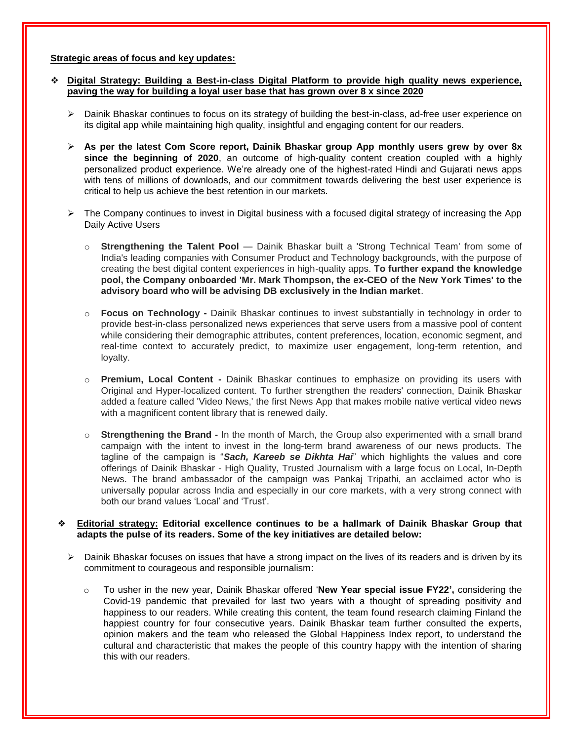**Strategic areas of focus and key updates:**

- **Digital Strategy: Building a Best-in-class Digital Platform to provide high quality news experience, paving the way for building a loyal user base that has grown over 8 x since 2020**

  - Dainik Bhaskar continues to focus on its strategy of building the best-in-class, ad-free user experience on its digital app while maintaining high quality, insightful and engaging content for our readers.

  - **As per the latest Com Score report, Dainik Bhaskar group App monthly users grew by over 8x since the beginning of 2020**, an outcome of high-quality content creation coupled with a highly personalized product experience. We're already one of the highest-rated Hindi and Gujarati news apps with tens of millions of downloads, and our commitment towards delivering the best user experience is critical to help us achieve the best retention in our markets.

  - The Company continues to invest in Digital business with a focused digital strategy of increasing the App Daily Active Users

    - **Strengthening the Talent Pool** — Dainik Bhaskar built a 'Strong Technical Team' from some of India's leading companies with Consumer Product and Technology backgrounds, with the purpose of creating the best digital content experiences in high-quality apps. **To further expand the knowledge pool, the Company onboarded 'Mr. Mark Thompson, the ex-CEO of the New York Times' to the advisory board who will be advising DB exclusively in the Indian market**.

    - **Focus on Technology -** Dainik Bhaskar continues to invest substantially in technology in order to provide best-in-class personalized news experiences that serve users from a massive pool of content while considering their demographic attributes, content preferences, location, economic segment, and real-time context to accurately predict, to maximize user engagement, long-term retention, and loyalty.

    - **Premium, Local Content -** Dainik Bhaskar continues to emphasize on providing its users with Original and Hyper-localized content. To further strengthen the readers' connection, Dainik Bhaskar added a feature called 'Video News,' the first News App that makes mobile native vertical video news with a magnificent content library that is renewed daily.

    - **Strengthening the Brand -** In the month of March, the Group also experimented with a small brand campaign with the intent to invest in the long-term brand awareness of our news products. The tagline of the campaign is "***Sach, Kareeb se Dikhta Hai***" which highlights the values and core offerings of Dainik Bhaskar - High Quality, Trusted Journalism with a large focus on Local, In-Depth News. The brand ambassador of the campaign was Pankaj Tripathi, an acclaimed actor who is universally popular across India and especially in our core markets, with a very strong connect with both our brand values 'Local' and 'Trust'.

- **Editorial strategy: Editorial excellence continues to be a hallmark of Dainik Bhaskar Group that adapts the pulse of its readers. Some of the key initiatives are detailed below:**

  - Dainik Bhaskar focuses on issues that have a strong impact on the lives of its readers and is driven by its commitment to courageous and responsible journalism:

    - To usher in the new year, Dainik Bhaskar offered '**New Year special issue FY22',** considering the Covid-19 pandemic that prevailed for last two years with a thought of spreading positivity and happiness to our readers. While creating this content, the team found research claiming Finland the happiest country for four consecutive years. Dainik Bhaskar team further consulted the experts, opinion makers and the team who released the Global Happiness Index report, to understand the cultural and characteristic that makes the people of this country happy with the intention of sharing this with our readers.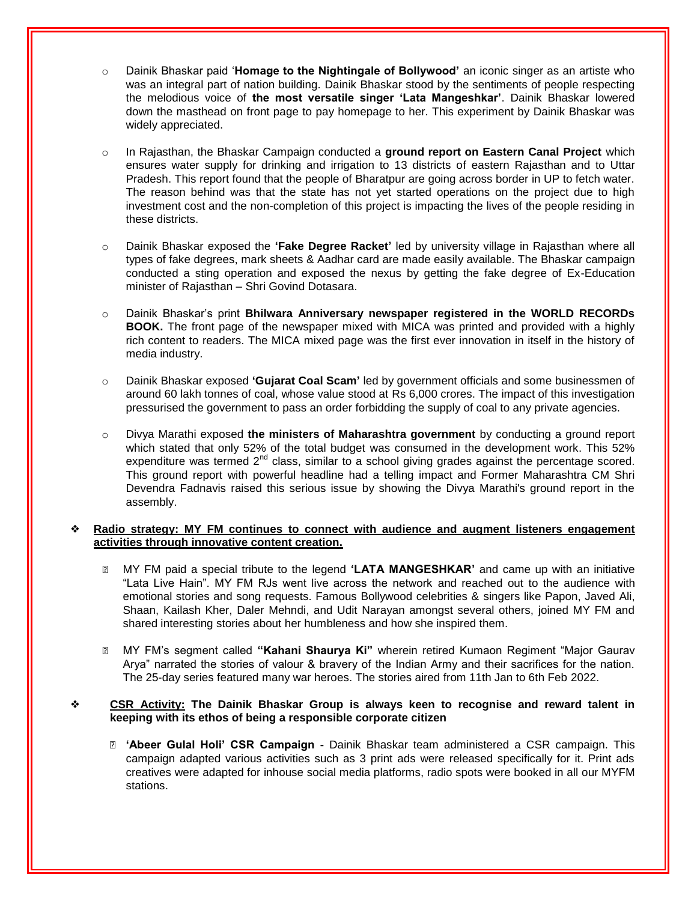- Dainik Bhaskar paid '**Homage to the Nightingale of Bollywood'** an iconic singer as an artiste who was an integral part of nation building. Dainik Bhaskar stood by the sentiments of people respecting the melodious voice of **the most versatile singer 'Lata Mangeshkar'**. Dainik Bhaskar lowered down the masthead on front page to pay homepage to her. This experiment by Dainik Bhaskar was widely appreciated.

- In Rajasthan, the Bhaskar Campaign conducted a **ground report on Eastern Canal Project** which ensures water supply for drinking and irrigation to 13 districts of eastern Rajasthan and to Uttar Pradesh. This report found that the people of Bharatpur are going across border in UP to fetch water. The reason behind was that the state has not yet started operations on the project due to high investment cost and the non-completion of this project is impacting the lives of the people residing in these districts.

- Dainik Bhaskar exposed the **'Fake Degree Racket'** led by university village in Rajasthan where all types of fake degrees, mark sheets & Aadhar card are made easily available. The Bhaskar campaign conducted a sting operation and exposed the nexus by getting the fake degree of Ex-Education minister of Rajasthan – Shri Govind Dotasara.

- Dainik Bhaskar's print **Bhilwara Anniversary newspaper registered in the WORLD RECORDs BOOK.** The front page of the newspaper mixed with MICA was printed and provided with a highly rich content to readers. The MICA mixed page was the first ever innovation in itself in the history of media industry.

- Dainik Bhaskar exposed **'Gujarat Coal Scam'** led by government officials and some businessmen of around 60 lakh tonnes of coal, whose value stood at Rs 6,000 crores. The impact of this investigation pressurised the government to pass an order forbidding the supply of coal to any private agencies.

- Divya Marathi exposed **the ministers of Maharashtra government** by conducting a ground report which stated that only 52% of the total budget was consumed in the development work. This 52% expenditure was termed 2nd class, similar to a school giving grades against the percentage scored. This ground report with powerful headline had a telling impact and Former Maharashtra CM Shri Devendra Fadnavis raised this serious issue by showing the Divya Marathi's ground report in the assembly.

❖ **Radio strategy: MY FM continues to connect with audience and augment listeners engagement activities through innovative content creation.**

- MY FM paid a special tribute to the legend **'LATA MANGESHKAR'** and came up with an initiative "Lata Live Hain". MY FM RJs went live across the network and reached out to the audience with emotional stories and song requests. Famous Bollywood celebrities & singers like Papon, Javed Ali, Shaan, Kailash Kher, Daler Mehndi, and Udit Narayan amongst several others, joined MY FM and shared interesting stories about her humbleness and how she inspired them.

- MY FM's segment called **"Kahani Shaurya Ki"** wherein retired Kumaon Regiment "Major Gaurav Arya" narrated the stories of valour & bravery of the Indian Army and their sacrifices for the nation. The 25-day series featured many war heroes. The stories aired from 11th Jan to 6th Feb 2022.

❖ **CSR Activity: The Dainik Bhaskar Group is always keen to recognise and reward talent in keeping with its ethos of being a responsible corporate citizen**

- **'Abeer Gulal Holi' CSR Campaign -** Dainik Bhaskar team administered a CSR campaign. This campaign adapted various activities such as 3 print ads were released specifically for it. Print ads creatives were adapted for inhouse social media platforms, radio spots were booked in all our MYFM stations.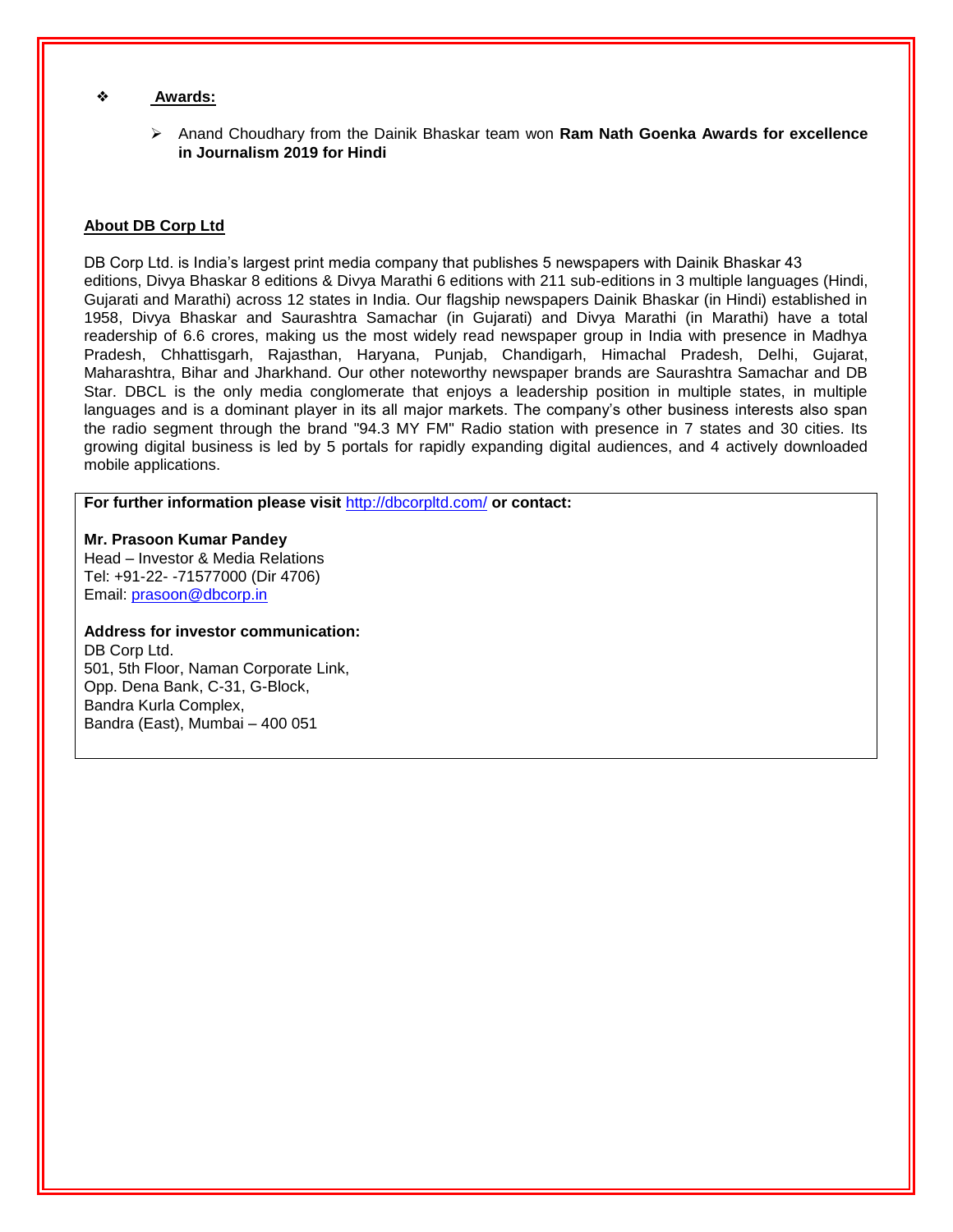- **Awards:**

  - Anand Choudhary from the Dainik Bhaskar team won **Ram Nath Goenka Awards for excellence in Journalism 2019 for Hindi**

## About DB Corp Ltd

DB Corp Ltd. is India's largest print media company that publishes 5 newspapers with Dainik Bhaskar 43 editions, Divya Bhaskar 8 editions & Divya Marathi 6 editions with 211 sub-editions in 3 multiple languages (Hindi, Gujarati and Marathi) across 12 states in India. Our flagship newspapers Dainik Bhaskar (in Hindi) established in 1958, Divya Bhaskar and Saurashtra Samachar (in Gujarati) and Divya Marathi (in Marathi) have a total readership of 6.6 crores, making us the most widely read newspaper group in India with presence in Madhya Pradesh, Chhattisgarh, Rajasthan, Haryana, Punjab, Chandigarh, Himachal Pradesh, Delhi, Gujarat, Maharashtra, Bihar and Jharkhand. Our other noteworthy newspaper brands are Saurashtra Samachar and DB Star. DBCL is the only media conglomerate that enjoys a leadership position in multiple states, in multiple languages and is a dominant player in its all major markets. The company's other business interests also span the radio segment through the brand "94.3 MY FM" Radio station with presence in 7 states and 30 cities. Its growing digital business is led by 5 portals for rapidly expanding digital audiences, and 4 actively downloaded mobile applications.

**For further information please visit** http://dbcorpltd.com/ **or contact:**

**Mr. Prasoon Kumar Pandey**
Head – Investor & Media Relations
Tel: +91-22- -71577000 (Dir 4706)
Email: prasoon@dbcorp.in

**Address for investor communication:**
DB Corp Ltd.
501, 5th Floor, Naman Corporate Link,
Opp. Dena Bank, C-31, G-Block,
Bandra Kurla Complex,
Bandra (East), Mumbai – 400 051